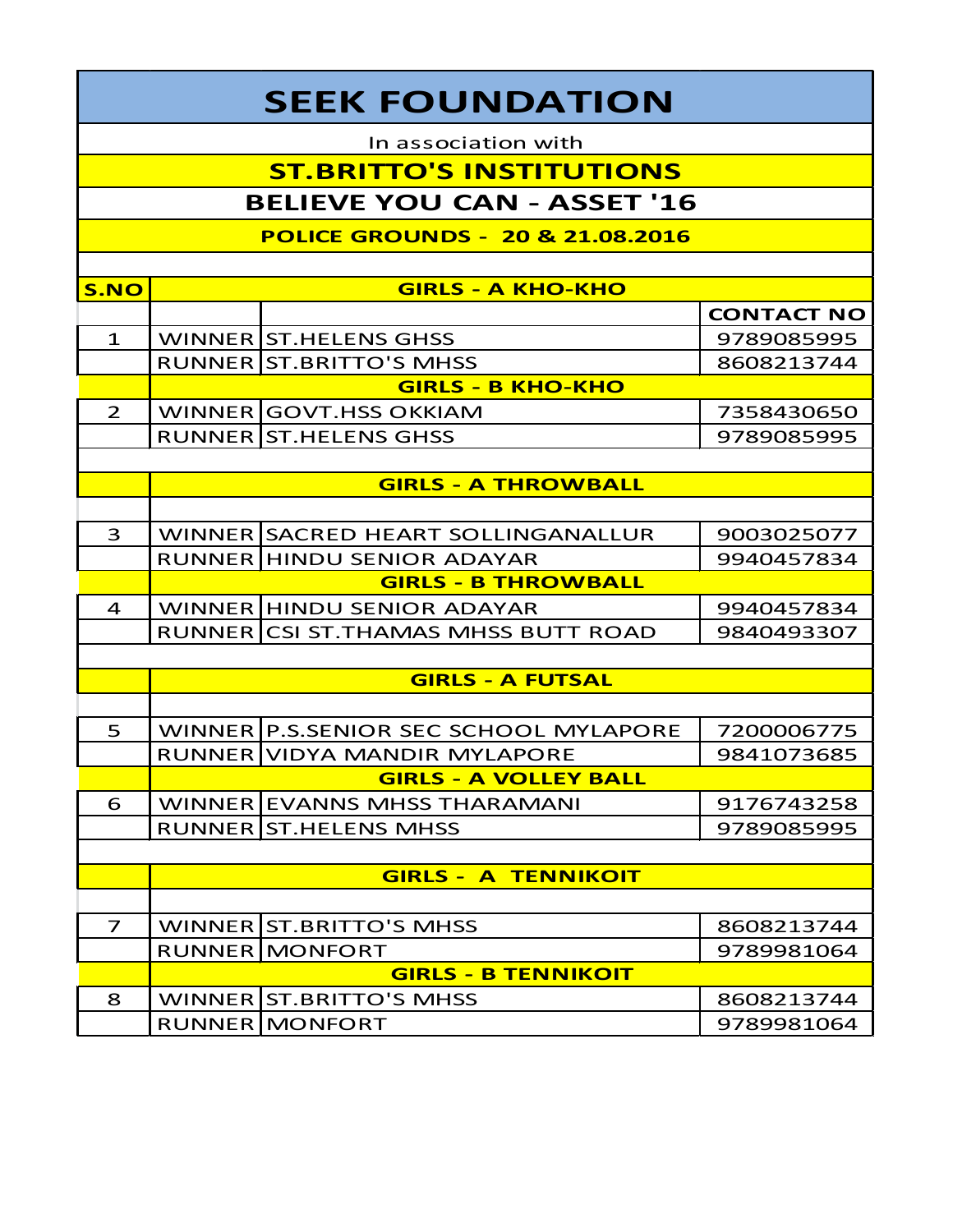# SEEK FOUNDATION

In association with

## ST.BRITTO'S INSTITUTIONS

## BELIEVE YOU CAN - ASSET '16

**POLICE GROUNDS - 20 & 21.08.2016**

| S.NO | | GIRLS - A KHO-KHO | |
|---|---|---|---|
| | | | CONTACT NO |
| 1 | WINNER | ST.HELENS GHSS | 9789085995 |
| | RUNNER | ST.BRITTO'S MHSS | 8608213744 |
| | | **GIRLS - B KHO-KHO** | |
| 2 | WINNER | GOVT.HSS OKKIAM | 7358430650 |
| | RUNNER | ST.HELENS GHSS | 9789085995 |
| | | | |
| | | **GIRLS - A THROWBALL** | |
| | | | |
| 3 | WINNER | SACRED HEART SOLLINGANALLUR | 9003025077 |
| | RUNNER | HINDU SENIOR ADAYAR | 9940457834 |
| | | **GIRLS - B THROWBALL** | |
| 4 | WINNER | HINDU SENIOR ADAYAR | 9940457834 |
| | RUNNER | CSI ST.THAMAS MHSS BUTT ROAD | 9840493307 |
| | | | |
| | | **GIRLS - A FUTSAL** | |
| | | | |
| 5 | WINNER | P.S.SENIOR SEC SCHOOL MYLAPORE | 7200006775 |
| | RUNNER | VIDYA MANDIR MYLAPORE | 9841073685 |
| | | **GIRLS - A VOLLEY BALL** | |
| 6 | WINNER | EVANNS MHSS THARAMANI | 9176743258 |
| | RUNNER | ST.HELENS MHSS | 9789085995 |
| | | | |
| | | **GIRLS - A TENNIKOIT** | |
| | | | |
| 7 | WINNER | ST.BRITTO'S MHSS | 8608213744 |
| | RUNNER | MONFORT | 9789981064 |
| | | **GIRLS - B TENNIKOIT** | |
| 8 | WINNER | ST.BRITTO'S MHSS | 8608213744 |
| | RUNNER | MONFORT | 9789981064 |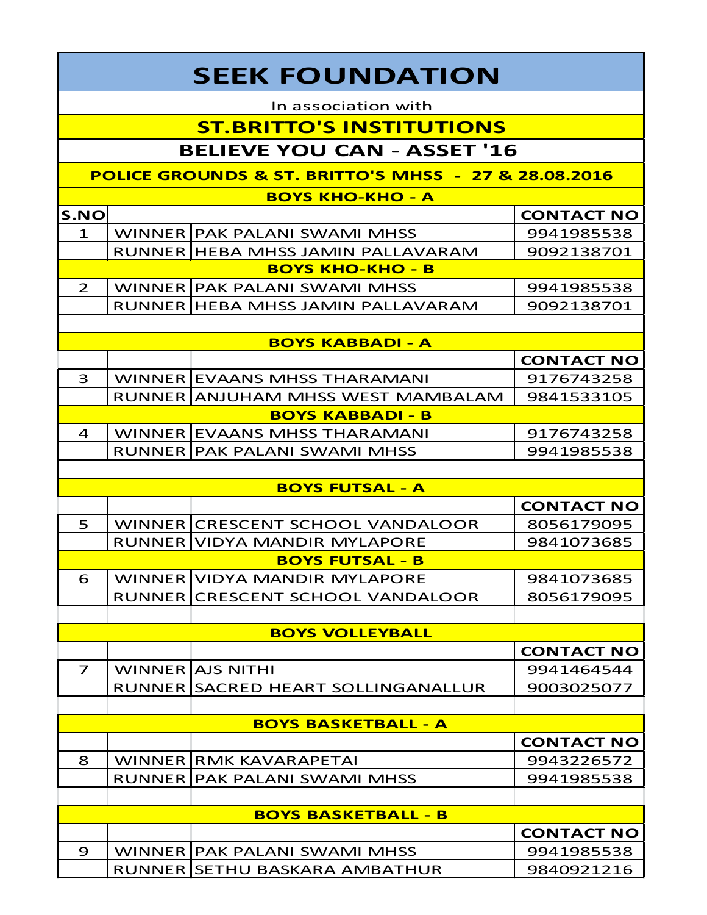# SEEK FOUNDATION

In association with

## ST.BRITTO'S INSTITUTIONS

## BELIEVE YOU CAN - ASSET '16

**POLICE GROUNDS & ST. BRITTO'S MHSS - 27 & 28.08.2016**

| S.NO | | | CONTACT NO |
|---|---|---|---|
| | | **BOYS KHO-KHO - A** | |
| 1 | WINNER | PAK PALANI SWAMI MHSS | 9941985538 |
| | RUNNER | HEBA MHSS JAMIN PALLAVARAM | 9092138701 |
| | | **BOYS KHO-KHO - B** | |
| 2 | WINNER | PAK PALANI SWAMI MHSS | 9941985538 |
| | RUNNER | HEBA MHSS JAMIN PALLAVARAM | 9092138701 |
| | | | |
| | | **BOYS KABBADI - A** | |
| | | | CONTACT NO |
| 3 | WINNER | EVAANS MHSS THARAMANI | 9176743258 |
| | RUNNER | ANJUHAM MHSS WEST MAMBALAM | 9841533105 |
| | | **BOYS KABBADI - B** | |
| 4 | WINNER | EVAANS MHSS THARAMANI | 9176743258 |
| | RUNNER | PAK PALANI SWAMI MHSS | 9941985538 |
| | | | |
| | | **BOYS FUTSAL - A** | |
| | | | CONTACT NO |
| 5 | WINNER | CRESCENT SCHOOL VANDALOOR | 8056179095 |
| | RUNNER | VIDYA MANDIR MYLAPORE | 9841073685 |
| | | **BOYS FUTSAL - B** | |
| 6 | WINNER | VIDYA MANDIR MYLAPORE | 9841073685 |
| | RUNNER | CRESCENT SCHOOL VANDALOOR | 8056179095 |
| | | | |
| | | **BOYS VOLLEYBALL** | |
| | | | CONTACT NO |
| 7 | WINNER | AJS NITHI | 9941464544 |
| | RUNNER | SACRED HEART SOLLINGANALLUR | 9003025077 |
| | | | |
| | | **BOYS BASKETBALL - A** | |
| | | | CONTACT NO |
| 8 | WINNER | RMK KAVARAPETAI | 9943226572 |
| | RUNNER | PAK PALANI SWAMI MHSS | 9941985538 |
| | | | |
| | | **BOYS BASKETBALL - B** | |
| | | | CONTACT NO |
| 9 | WINNER | PAK PALANI SWAMI MHSS | 9941985538 |
| | RUNNER | SETHU BASKARA AMBATHUR | 9840921216 |